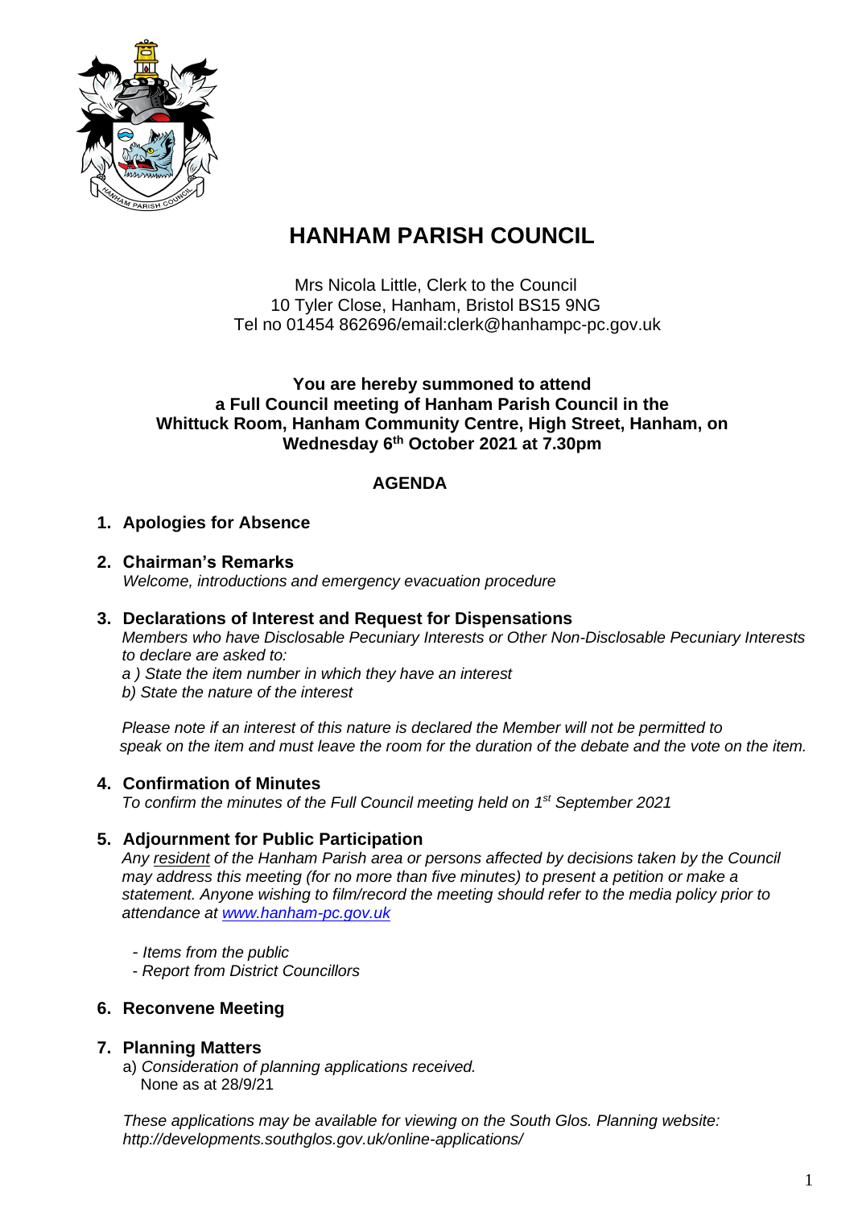# HANHAM PARISH COUNCIL

Mrs Nicola Little, Clerk to the Council
10 Tyler Close, Hanham, Bristol BS15 9NG
Tel no 01454 862696/email:clerk@hanhampc-pc.gov.uk

**You are hereby summoned to attend a Full Council meeting of Hanham Parish Council in the Whittuck Room, Hanham Community Centre, High Street, Hanham, on Wednesday 6th October 2021 at 7.30pm**

## AGENDA

1. **Apologies for Absence**

2. **Chairman's Remarks**
   *Welcome, introductions and emergency evacuation procedure*

3. **Declarations of Interest and Request for Dispensations**
   *Members who have Disclosable Pecuniary Interests or Other Non-Disclosable Pecuniary Interests to declare are asked to:*
   *a ) State the item number in which they have an interest*
   *b) State the nature of the interest*

   *Please note if an interest of this nature is declared the Member will not be permitted to speak on the item and must leave the room for the duration of the debate and the vote on the item.*

4. **Confirmation of Minutes**
   *To confirm the minutes of the Full Council meeting held on 1st September 2021*

5. **Adjournment for Public Participation**
   *Any resident of the Hanham Parish area or persons affected by decisions taken by the Council may address this meeting (for no more than five minutes) to present a petition or make a statement. Anyone wishing to film/record the meeting should refer to the media policy prior to attendance at [www.hanham-pc.gov.uk](www.hanham-pc.gov.uk)*

   - *Items from the public*
   - *Report from District Councillors*

6. **Reconvene Meeting**

7. **Planning Matters**
   a) *Consideration of planning applications received.*
   None as at 28/9/21

   *These applications may be available for viewing on the South Glos. Planning website: http://developments.southglos.gov.uk/online-applications/*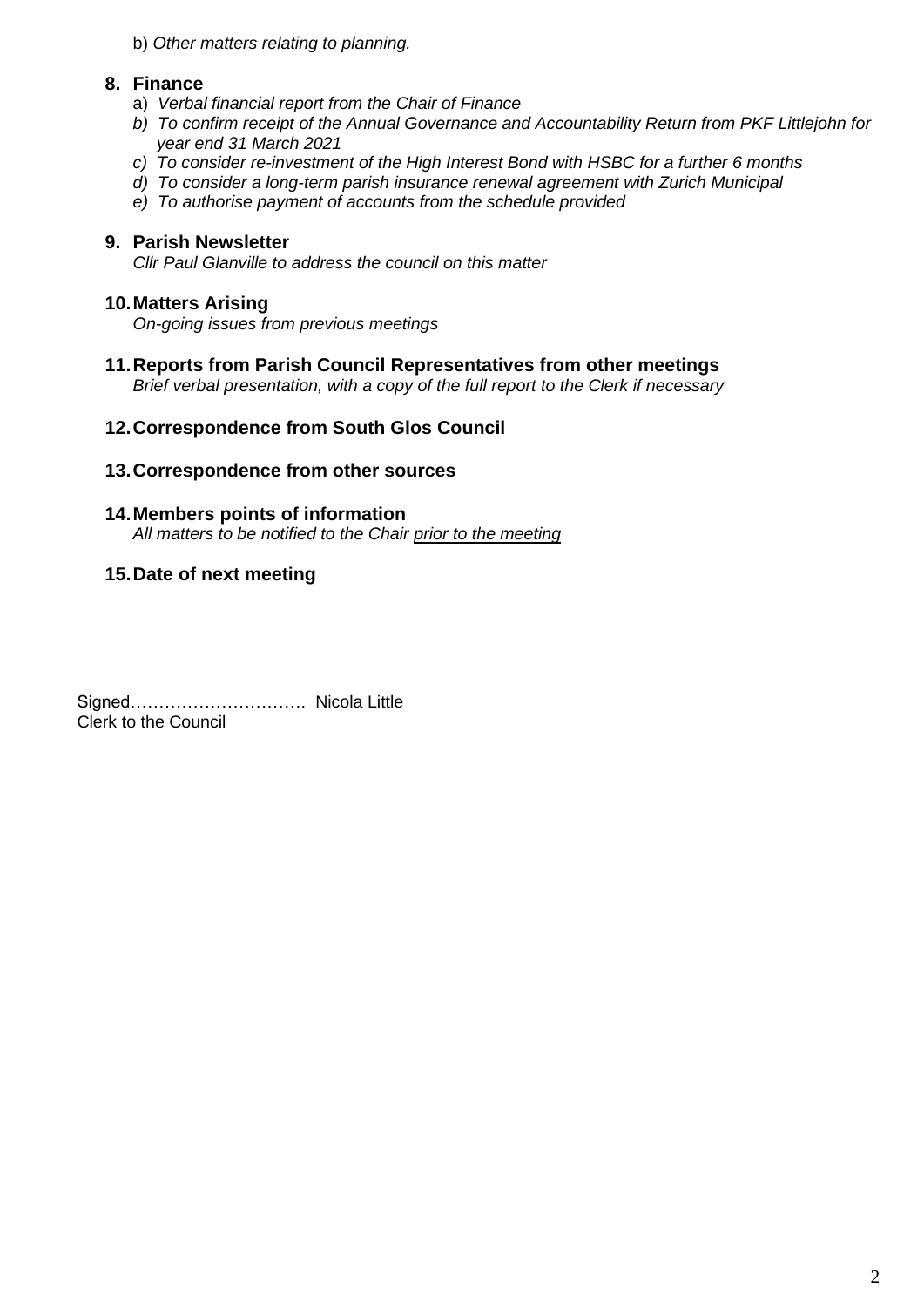b) *Other matters relating to planning.*

## 8. Finance

a) *Verbal financial report from the Chair of Finance*
b) *To confirm receipt of the Annual Governance and Accountability Return from PKF Littlejohn for year end 31 March 2021*
c) *To consider re-investment of the High Interest Bond with HSBC for a further 6 months*
d) *To consider a long-term parish insurance renewal agreement with Zurich Municipal*
e) *To authorise payment of accounts from the schedule provided*

## 9. Parish Newsletter

*Cllr Paul Glanville to address the council on this matter*

## 10. Matters Arising

*On-going issues from previous meetings*

## 11. Reports from Parish Council Representatives from other meetings

*Brief verbal presentation, with a copy of the full report to the Clerk if necessary*

## 12. Correspondence from South Glos Council

## 13. Correspondence from other sources

## 14. Members points of information

*All matters to be notified to the Chair <u>prior to the meeting</u>*

## 15. Date of next meeting

Signed…………………………. Nicola Little
Clerk to the Council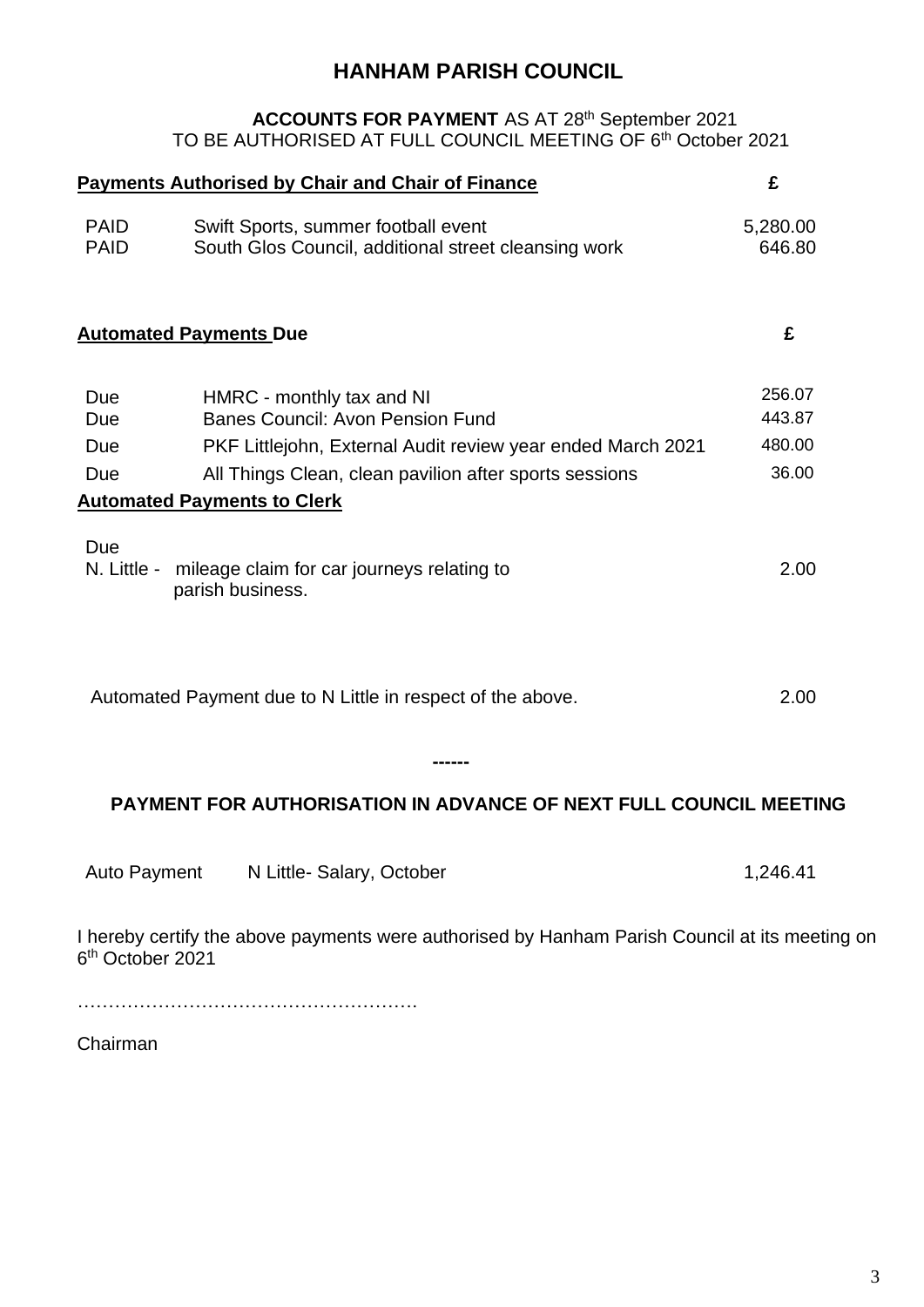# HANHAM PARISH COUNCIL

**ACCOUNTS FOR PAYMENT** AS AT 28th September 2021
TO BE AUTHORISED AT FULL COUNCIL MEETING OF 6th October 2021

| **Payments Authorised by Chair and Chair of Finance** | | **£** |
|---|---|---|
| PAID | Swift Sports, summer football event | 5,280.00 |
| PAID | South Glos Council, additional street cleansing work | 646.80 |

| **Automated Payments Due** | | **£** |
|---|---|---|
| Due | HMRC - monthly tax and NI | 256.07 |
| Due | Banes Council: Avon Pension Fund | 443.87 |
| Due | PKF Littlejohn, External Audit review year ended March 2021 | 480.00 |
| Due | All Things Clean, clean pavilion after sports sessions | 36.00 |

**Automated Payments to Clerk**

| | | |
|---|---|---|
| Due<br>N. Little - | mileage claim for car journeys relating to parish business. | 2.00 |

Automated Payment due to N Little in respect of the above. 2.00

------

**PAYMENT FOR AUTHORISATION IN ADVANCE OF NEXT FULL COUNCIL MEETING**

| | | |
|---|---|---|
| Auto Payment | N Little- Salary, October | 1,246.41 |

I hereby certify the above payments were authorised by Hanham Parish Council at its meeting on 6th October 2021

………………………………………………

Chairman